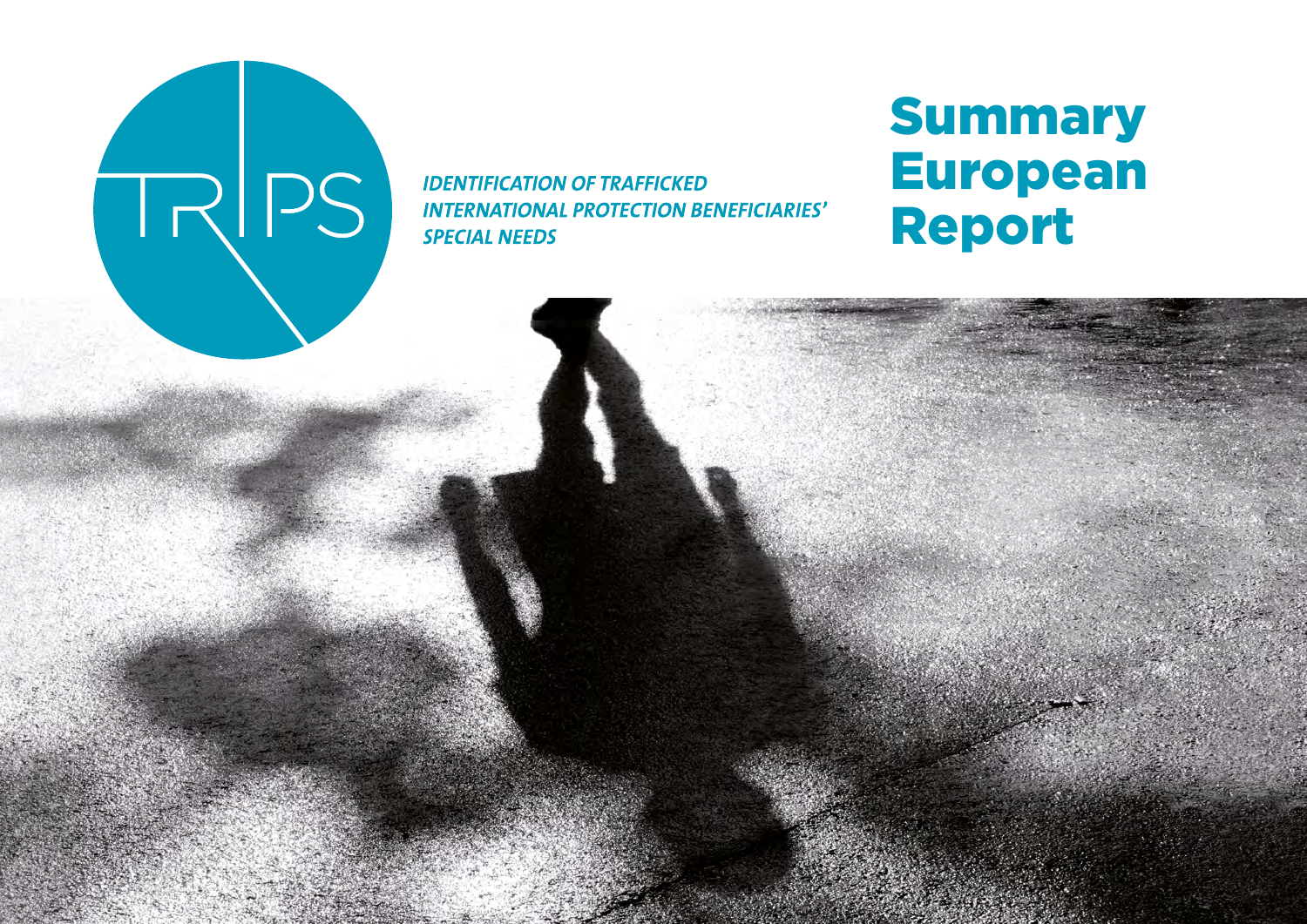TRIPS

*IDENTIFICATION OF TRAFFICKED INTERNATIONAL PROTECTION BENEFICIARIES' SPECIAL NEEDS*

# Summary European Report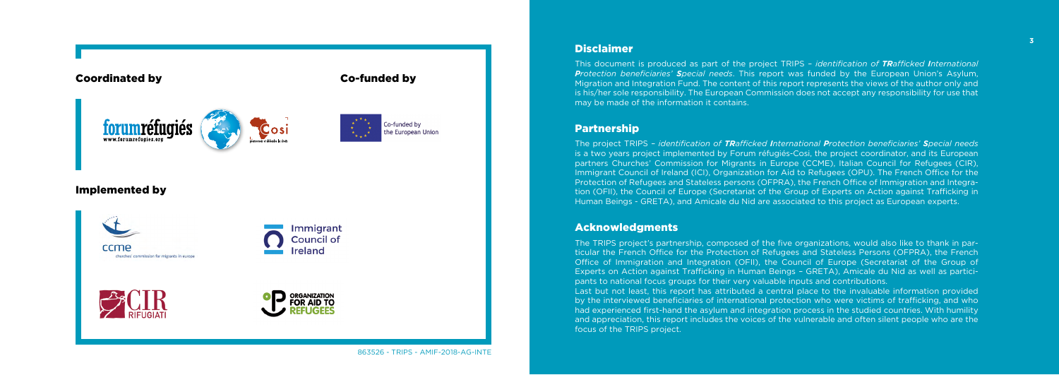## Coordinated by

## Co-funded by

Co-funded by the European Union

## Implemented by

Immigrant Council of Ireland

863526 - TRIPS - AMIF-2018-AG-INTE

## Disclaimer

This document is produced as part of the project TRIPS – *identification of **TR**afficked **I**nternational **P**rotection beneficiaries' **S**pecial needs*. This report was funded by the European Union's Asylum, Migration and Integration Fund. The content of this report represents the views of the author only and is his/her sole responsibility. The European Commission does not accept any responsibility for use that may be made of the information it contains.

## Partnership

The project TRIPS – *identification of **TR**afficked **I**nternational **P**rotection beneficiaries' **S**pecial needs* is a two years project implemented by Forum réfugiés-Cosi, the project coordinator, and its European partners Churches' Commission for Migrants in Europe (CCME), Italian Council for Refugees (CIR), Immigrant Council of Ireland (ICI), Organization for Aid to Refugees (OPU). The French Office for the Protection of Refugees and Stateless persons (OFPRA), the French Office of Immigration and Integration (OFII), the Council of Europe (Secretariat of the Group of Experts on Action against Trafficking in Human Beings - GRETA), and Amicale du Nid are associated to this project as European experts.

## Acknowledgments

The TRIPS project's partnership, composed of the five organizations, would also like to thank in particular the French Office for the Protection of Refugees and Stateless Persons (OFPRA), the French Office of Immigration and Integration (OFII), the Council of Europe (Secretariat of the Group of Experts on Action against Trafficking in Human Beings – GRETA), Amicale du Nid as well as participants to national focus groups for their very valuable inputs and contributions.

Last but not least, this report has attributed a central place to the invaluable information provided by the interviewed beneficiaries of international protection who were victims of trafficking, and who had experienced first-hand the asylum and integration process in the studied countries. With humility and appreciation, this report includes the voices of the vulnerable and often silent people who are the focus of the TRIPS project.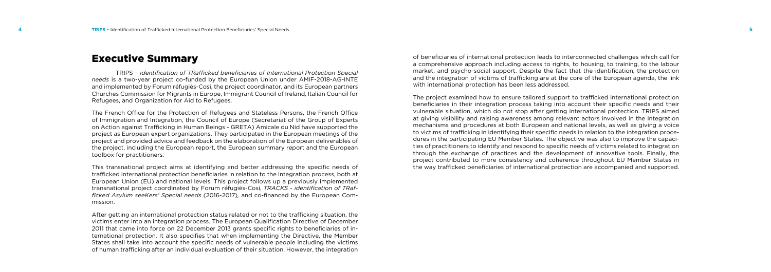# Executive Summary

TRIPS – *identification of TRafficked beneficiaries of International Protection Special needs* is a two-year project co-funded by the European Union under AMIF-2018-AG-INTE and implemented by Forum réfugiés-Cosi, the project coordinator, and its European partners Churches Commission for Migrants in Europe, Immigrant Council of Ireland, Italian Council for Refugees, and Organization for Aid to Refugees.

The French Office for the Protection of Refugees and Stateless Persons, the French Office of Immigration and Integration, the Council of Europe (Secretariat of the Group of Experts on Action against Trafficking in Human Beings - GRETA) Amicale du Nid have supported the project as European expert organizations. They participated in the European meetings of the project and provided advice and feedback on the elaboration of the European deliverables of the project, including the European report, the European summary report and the European toolbox for practitioners.

This transnational project aims at identifying and better addressing the specific needs of trafficked international protection beneficiaries in relation to the integration process, both at European Union (EU) and national levels. This project follows up a previously implemented transnational project coordinated by Forum réfugiés-Cosi, *TRACKS - identification of TRafficked Asylum seeKers' Special needs* (2016-2017), and co-financed by the European Commission.

After getting an international protection status related or not to the trafficking situation, the victims enter into an integration process. The European Qualification Directive of December 2011 that came into force on 22 December 2013 grants specific rights to beneficiaries of international protection. It also specifies that when implementing the Directive, the Member States shall take into account the specific needs of vulnerable people including the victims of human trafficking after an individual evaluation of their situation. However, the integration of beneficiaries of international protection leads to interconnected challenges which call for a comprehensive approach including access to rights, to housing, to training, to the labour market, and psycho-social support. Despite the fact that the identification, the protection and the integration of victims of trafficking are at the core of the European agenda, the link with international protection has been less addressed.

The project examined how to ensure tailored support to trafficked international protection beneficiaries in their integration process taking into account their specific needs and their vulnerable situation, which do not stop after getting international protection. TRIPS aimed at giving visibility and raising awareness among relevant actors involved in the integration mechanisms and procedures at both European and national levels, as well as giving a voice to victims of trafficking in identifying their specific needs in relation to the integration procedures in the participating EU Member States. The objective was also to improve the capacities of practitioners to identify and respond to specific needs of victims related to integration through the exchange of practices and the development of innovative tools. Finally, the project contributed to more consistency and coherence throughout EU Member States in the way trafficked beneficiaries of international protection are accompanied and supported.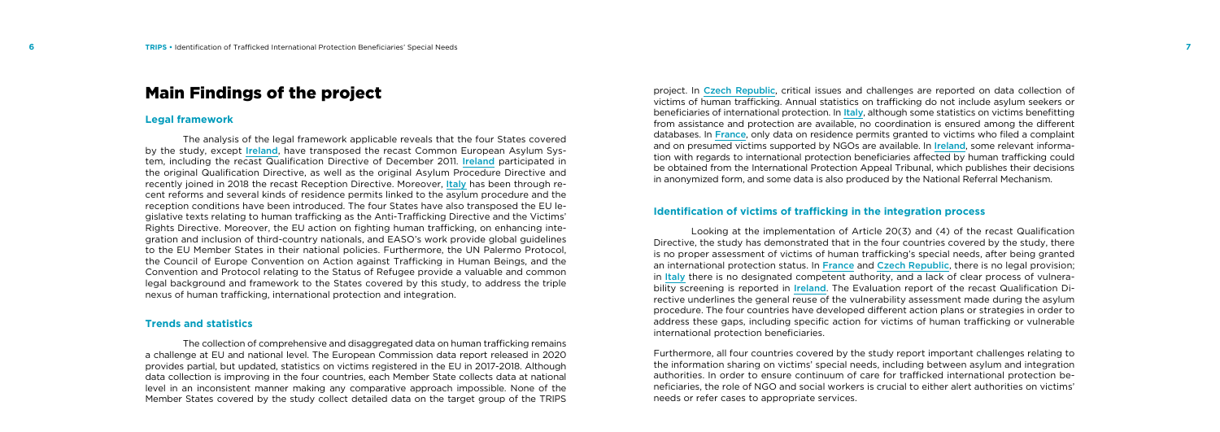# Main Findings of the project

## Legal framework

The analysis of the legal framework applicable reveals that the four States covered by the study, except Ireland, have transposed the recast Common European Asylum System, including the recast Qualification Directive of December 2011. Ireland participated in the original Qualification Directive, as well as the original Asylum Procedure Directive and recently joined in 2018 the recast Reception Directive. Moreover, Italy has been through recent reforms and several kinds of residence permits linked to the asylum procedure and the reception conditions have been introduced. The four States have also transposed the EU legislative texts relating to human trafficking as the Anti-Trafficking Directive and the Victims' Rights Directive. Moreover, the EU action on fighting human trafficking, on enhancing integration and inclusion of third-country nationals, and EASO's work provide global guidelines to the EU Member States in their national policies. Furthermore, the UN Palermo Protocol, the Council of Europe Convention on Action against Trafficking in Human Beings, and the Convention and Protocol relating to the Status of Refugee provide a valuable and common legal background and framework to the States covered by this study, to address the triple nexus of human trafficking, international protection and integration.

## Trends and statistics

The collection of comprehensive and disaggregated data on human trafficking remains a challenge at EU and national level. The European Commission data report released in 2020 provides partial, but updated, statistics on victims registered in the EU in 2017-2018. Although data collection is improving in the four countries, each Member State collects data at national level in an inconsistent manner making any comparative approach impossible. None of the Member States covered by the study collect detailed data on the target group of the TRIPS project. In Czech Republic, critical issues and challenges are reported on data collection of victims of human trafficking. Annual statistics on trafficking do not include asylum seekers or beneficiaries of international protection. In Italy, although some statistics on victims benefitting from assistance and protection are available, no coordination is ensured among the different databases. In France, only data on residence permits granted to victims who filed a complaint and on presumed victims supported by NGOs are available. In Ireland, some relevant information with regards to international protection beneficiaries affected by human trafficking could be obtained from the International Protection Appeal Tribunal, which publishes their decisions in anonymized form, and some data is also produced by the National Referral Mechanism.

## Identification of victims of trafficking in the integration process

Looking at the implementation of Article 20(3) and (4) of the recast Qualification Directive, the study has demonstrated that in the four countries covered by the study, there is no proper assessment of victims of human trafficking's special needs, after being granted an international protection status. In France and Czech Republic, there is no legal provision; in Italy there is no designated competent authority, and a lack of clear process of vulnerability screening is reported in Ireland. The Evaluation report of the recast Qualification Directive underlines the general reuse of the vulnerability assessment made during the asylum procedure. The four countries have developed different action plans or strategies in order to address these gaps, including specific action for victims of human trafficking or vulnerable international protection beneficiaries.

Furthermore, all four countries covered by the study report important challenges relating to the information sharing on victims' special needs, including between asylum and integration authorities. In order to ensure continuum of care for trafficked international protection beneficiaries, the role of NGO and social workers is crucial to either alert authorities on victims' needs or refer cases to appropriate services.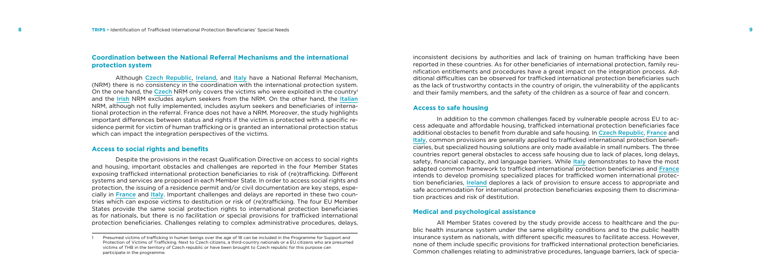## Coordination between the National Referral Mechanisms and the international protection system

Although Czech Republic, Ireland, and Italy have a National Referral Mechanism, (NRM) there is no consistency in the coordination with the international protection system. On the one hand, the Czech NRM only covers the victims who were exploited in the country[1] and the Irish NRM excludes asylum seekers from the NRM. On the other hand, the Italian NRM, although not fully implemented, includes asylum seekers and beneficiaries of international protection in the referral. France does not have a NRM. Moreover, the study highlights important differences between status and rights if the victim is protected with a specific residence permit for victim of human trafficking or is granted an international protection status which can impact the integration perspectives of the victims.

## Access to social rights and benefits

Despite the provisions in the recast Qualification Directive on access to social rights and housing, important obstacles and challenges are reported in the four Member States exposing trafficked international protection beneficiaries to risk of (re)trafficking. Different systems and services are proposed in each Member State. In order to access social rights and protection, the issuing of a residence permit and/or civil documentation are key steps, especially in France and Italy. Important challenges and delays are reported in these two countries which can expose victims to destitution or risk of (re)trafficking. The four EU Member States provide the same social protection rights to international protection beneficiaries as for nationals, but there is no facilitation or special provisions for trafficked international protection beneficiaries. Challenges relating to complex administrative procedures, delays, inconsistent decisions by authorities and lack of training on human trafficking have been reported in these countries. As for other beneficiaries of international protection, family reunification entitlements and procedures have a great impact on the integration process. Additional difficulties can be observed for trafficked international protection beneficiaries such as the lack of trustworthy contacts in the country of origin, the vulnerability of the applicants and their family members, and the safety of the children as a source of fear and concern.

## Access to safe housing

In addition to the common challenges faced by vulnerable people across EU to access adequate and affordable housing, trafficked international protection beneficiaries face additional obstacles to benefit from durable and safe housing. In Czech Republic, France and Italy, common provisions are generally applied to trafficked international protection beneficiaries, but specialized housing solutions are only made available in small numbers. The three countries report general obstacles to access safe housing due to lack of places, long delays, safety, financial capacity, and language barriers. While Italy demonstrates to have the most adapted common framework to trafficked international protection beneficiaries and France intends to develop promising specialized places for trafficked women international protection beneficiaries, Ireland deplores a lack of provision to ensure access to appropriate and safe accommodation for international protection beneficiaries exposing them to discrimination practices and risk of destitution.

## Medical and psychological assistance

All Member States covered by the study provide access to healthcare and the public health insurance system under the same eligibility conditions and to the public health insurance system as nationals, with different specific measures to facilitate access. However, none of them include specific provisions for trafficked international protection beneficiaries. Common challenges relating to administrative procedures, language barriers, lack of specia-

---

[1] Presumed victims of trafficking in human beings over the age of 18 can be included in the Programme for Support and Protection of Victims of Trafficking. Next to Czech citizens, a third-country nationals or a EU citizens who are presumed victims of THB in the territory of Czech republic or have been brought to Czech republic for this purpose can participate in the programme.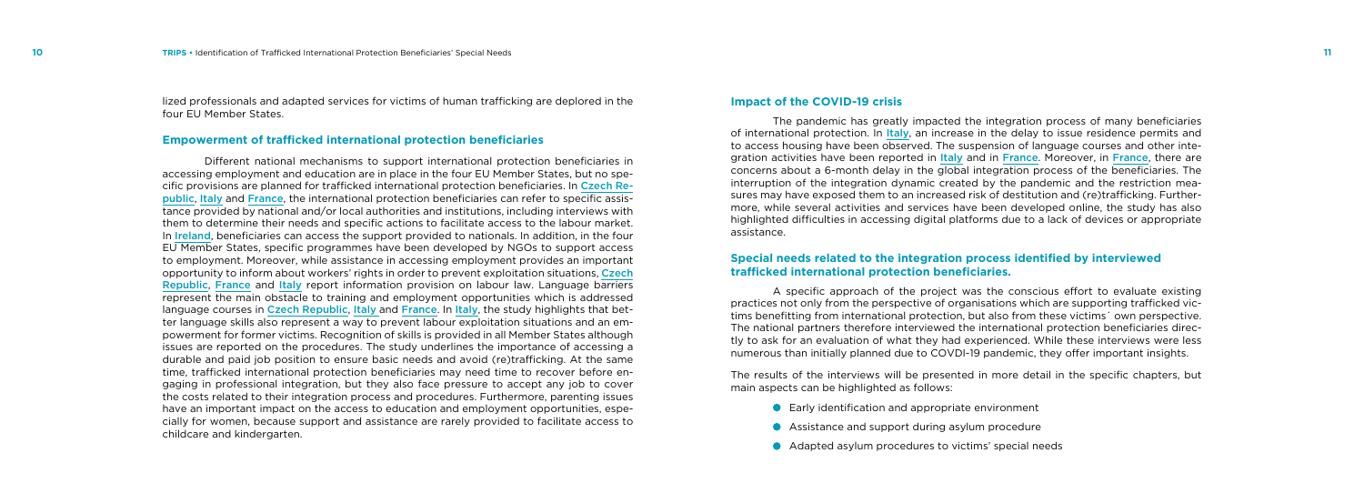lized professionals and adapted services for victims of human trafficking are deplored in the four EU Member States.

## Empowerment of trafficked international protection beneficiaries

Different national mechanisms to support international protection beneficiaries in accessing employment and education are in place in the four EU Member States, but no specific provisions are planned for trafficked international protection beneficiaries. In Czech Republic, Italy and France, the international protection beneficiaries can refer to specific assistance provided by national and/or local authorities and institutions, including interviews with them to determine their needs and specific actions to facilitate access to the labour market. In Ireland, beneficiaries can access the support provided to nationals. In addition, in the four EU Member States, specific programmes have been developed by NGOs to support access to employment. Moreover, while assistance in accessing employment provides an important opportunity to inform about workers' rights in order to prevent exploitation situations, Czech Republic, France and Italy report information provision on labour law. Language barriers represent the main obstacle to training and employment opportunities which is addressed language courses in Czech Republic, Italy and France. In Italy, the study highlights that better language skills also represent a way to prevent labour exploitation situations and an empowerment for former victims. Recognition of skills is provided in all Member States although issues are reported on the procedures. The study underlines the importance of accessing a durable and paid job position to ensure basic needs and avoid (re)trafficking. At the same time, trafficked international protection beneficiaries may need time to recover before engaging in professional integration, but they also face pressure to accept any job to cover the costs related to their integration process and procedures. Furthermore, parenting issues have an important impact on the access to education and employment opportunities, especially for women, because support and assistance are rarely provided to facilitate access to childcare and kindergarten.

## Impact of the COVID-19 crisis

The pandemic has greatly impacted the integration process of many beneficiaries of international protection. In Italy, an increase in the delay to issue residence permits and to access housing have been observed. The suspension of language courses and other integration activities have been reported in Italy and in France. Moreover, in France, there are concerns about a 6-month delay in the global integration process of the beneficiaries. The interruption of the integration dynamic created by the pandemic and the restriction measures may have exposed them to an increased risk of destitution and (re)trafficking. Furthermore, while several activities and services have been developed online, the study has also highlighted difficulties in accessing digital platforms due to a lack of devices or appropriate assistance.

## Special needs related to the integration process identified by interviewed trafficked international protection beneficiaries.

A specific approach of the project was the conscious effort to evaluate existing practices not only from the perspective of organisations which are supporting trafficked victims benefitting from international protection, but also from these victims´ own perspective. The national partners therefore interviewed the international protection beneficiaries directly to ask for an evaluation of what they had experienced. While these interviews were less numerous than initially planned due to COVDI-19 pandemic, they offer important insights.

The results of the interviews will be presented in more detail in the specific chapters, but main aspects can be highlighted as follows:

- Early identification and appropriate environment
- Assistance and support during asylum procedure
- Adapted asylum procedures to victims' special needs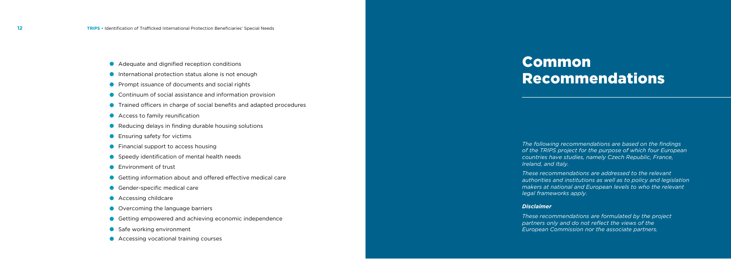# Common Recommendations

*The following recommendations are based on the findings of the TRIPS project for the purpose of which four European countries have studies, namely Czech Republic, France, Ireland, and Italy.*

*These recommendations are addressed to the relevant authorities and institutions as well as to policy and legislation makers at national and European levels to who the relevant legal frameworks apply.*

***Disclaimer***

*These recommendations are formulated by the project partners only and do not reflect the views of the European Commission nor the associate partners.*

- Adequate and dignified reception conditions
- International protection status alone is not enough
- Prompt issuance of documents and social rights
- Continuum of social assistance and information provision
- Trained officers in charge of social benefits and adapted procedures
- Access to family reunification
- Reducing delays in finding durable housing solutions
- Ensuring safety for victims
- Financial support to access housing
- Speedy identification of mental health needs
- Environment of trust
- Getting information about and offered effective medical care
- Gender-specific medical care
- Accessing childcare
- Overcoming the language barriers
- Getting empowered and achieving economic independence
- Safe working environment
- Accessing vocational training courses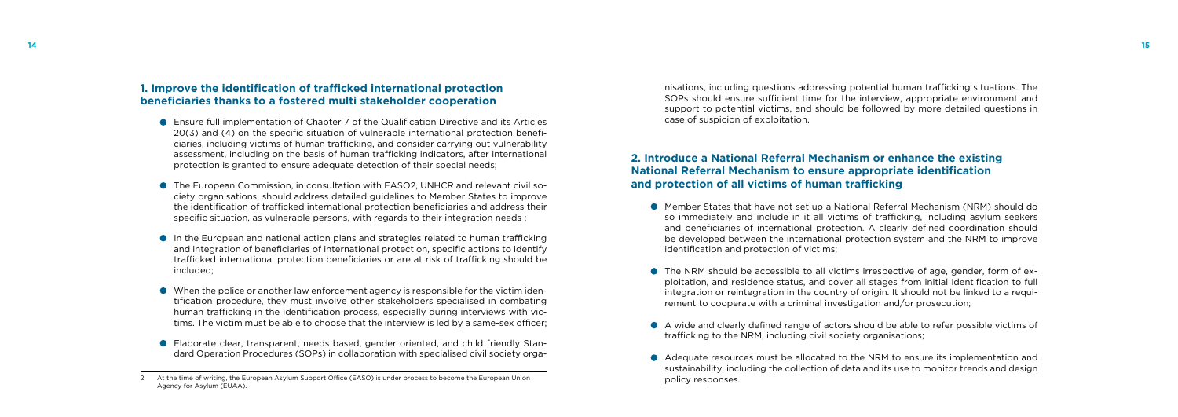## 1. Improve the identification of trafficked international protection beneficiaries thanks to a fostered multi stakeholder cooperation

- Ensure full implementation of Chapter 7 of the Qualification Directive and its Articles 20(3) and (4) on the specific situation of vulnerable international protection beneficiaries, including victims of human trafficking, and consider carrying out vulnerability assessment, including on the basis of human trafficking indicators, after international protection is granted to ensure adequate detection of their special needs;
- The European Commission, in consultation with EASO[2], UNHCR and relevant civil society organisations, should address detailed guidelines to Member States to improve the identification of trafficked international protection beneficiaries and address their specific situation, as vulnerable persons, with regards to their integration needs ;
- In the European and national action plans and strategies related to human trafficking and integration of beneficiaries of international protection, specific actions to identify trafficked international protection beneficiaries or are at risk of trafficking should be included;
- When the police or another law enforcement agency is responsible for the victim identification procedure, they must involve other stakeholders specialised in combating human trafficking in the identification process, especially during interviews with victims. The victim must be able to choose that the interview is led by a same-sex officer;
- Elaborate clear, transparent, needs based, gender oriented, and child friendly Standard Operation Procedures (SOPs) in collaboration with specialised civil society organisations, including questions addressing potential human trafficking situations. The SOPs should ensure sufficient time for the interview, appropriate environment and support to potential victims, and should be followed by more detailed questions in case of suspicion of exploitation.

2 At the time of writing, the European Asylum Support Office (EASO) is under process to become the European Union Agency for Asylum (EUAA).

## 2. Introduce a National Referral Mechanism or enhance the existing National Referral Mechanism to ensure appropriate identification and protection of all victims of human trafficking

- Member States that have not set up a National Referral Mechanism (NRM) should do so immediately and include in it all victims of trafficking, including asylum seekers and beneficiaries of international protection. A clearly defined coordination should be developed between the international protection system and the NRM to improve identification and protection of victims;
- The NRM should be accessible to all victims irrespective of age, gender, form of exploitation, and residence status, and cover all stages from initial identification to full integration or reintegration in the country of origin. It should not be linked to a requirement to cooperate with a criminal investigation and/or prosecution;
- A wide and clearly defined range of actors should be able to refer possible victims of trafficking to the NRM, including civil society organisations;
- Adequate resources must be allocated to the NRM to ensure its implementation and sustainability, including the collection of data and its use to monitor trends and design policy responses.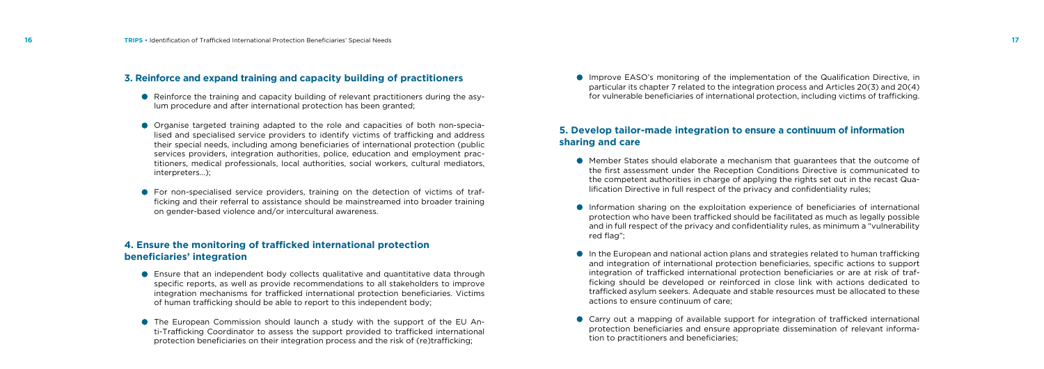## 3. Reinforce and expand training and capacity building of practitioners

- Reinforce the training and capacity building of relevant practitioners during the asylum procedure and after international protection has been granted;
- Organise targeted training adapted to the role and capacities of both non-specialised and specialised service providers to identify victims of trafficking and address their special needs, including among beneficiaries of international protection (public services providers, integration authorities, police, education and employment practitioners, medical professionals, local authorities, social workers, cultural mediators, interpreters…);
- For non-specialised service providers, training on the detection of victims of trafficking and their referral to assistance should be mainstreamed into broader training on gender-based violence and/or intercultural awareness.

## 4. Ensure the monitoring of trafficked international protection beneficiaries' integration

- Ensure that an independent body collects qualitative and quantitative data through specific reports, as well as provide recommendations to all stakeholders to improve integration mechanisms for trafficked international protection beneficiaries. Victims of human trafficking should be able to report to this independent body;
- The European Commission should launch a study with the support of the EU Anti-Trafficking Coordinator to assess the support provided to trafficked international protection beneficiaries on their integration process and the risk of (re)trafficking;
- Improve EASO's monitoring of the implementation of the Qualification Directive, in particular its chapter 7 related to the integration process and Articles 20(3) and 20(4) for vulnerable beneficiaries of international protection, including victims of trafficking.

## 5. Develop tailor-made integration to ensure a continuum of information sharing and care

- Member States should elaborate a mechanism that guarantees that the outcome of the first assessment under the Reception Conditions Directive is communicated to the competent authorities in charge of applying the rights set out in the recast Qualification Directive in full respect of the privacy and confidentiality rules;
- Information sharing on the exploitation experience of beneficiaries of international protection who have been trafficked should be facilitated as much as legally possible and in full respect of the privacy and confidentiality rules, as minimum a "vulnerability red flag";
- In the European and national action plans and strategies related to human trafficking and integration of international protection beneficiaries, specific actions to support integration of trafficked international protection beneficiaries or are at risk of trafficking should be developed or reinforced in close link with actions dedicated to trafficked asylum seekers. Adequate and stable resources must be allocated to these actions to ensure continuum of care;
- Carry out a mapping of available support for integration of trafficked international protection beneficiaries and ensure appropriate dissemination of relevant information to practitioners and beneficiaries;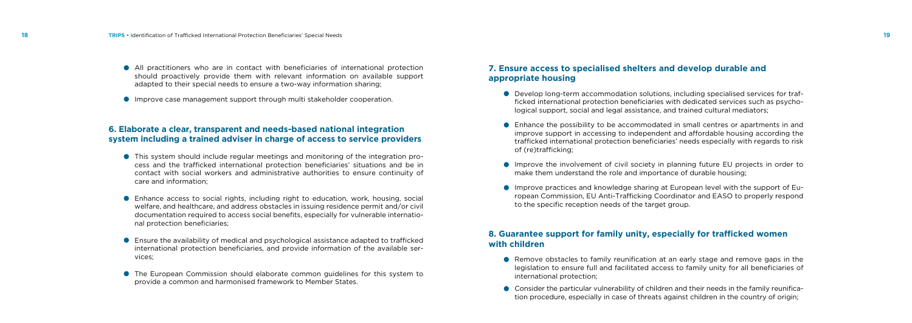- All practitioners who are in contact with beneficiaries of international protection should proactively provide them with relevant information on available support adapted to their special needs to ensure a two-way information sharing;
- Improve case management support through multi stakeholder cooperation.

### 6. Elaborate a clear, transparent and needs-based national integration system including a trained adviser in charge of access to service providers

- This system should include regular meetings and monitoring of the integration process and the trafficked international protection beneficiaries' situations and be in contact with social workers and administrative authorities to ensure continuity of care and information;
- Enhance access to social rights, including right to education, work, housing, social welfare, and healthcare, and address obstacles in issuing residence permit and/or civil documentation required to access social benefits, especially for vulnerable international protection beneficiaries;
- Ensure the availability of medical and psychological assistance adapted to trafficked international protection beneficiaries, and provide information of the available services;
- The European Commission should elaborate common guidelines for this system to provide a common and harmonised framework to Member States.

### 7. Ensure access to specialised shelters and develop durable and appropriate housing

- Develop long-term accommodation solutions, including specialised services for trafficked international protection beneficiaries with dedicated services such as psychological support, social and legal assistance, and trained cultural mediators;
- Enhance the possibility to be accommodated in small centres or apartments in and improve support in accessing to independent and affordable housing according the trafficked international protection beneficiaries' needs especially with regards to risk of (re)trafficking;
- Improve the involvement of civil society in planning future EU projects in order to make them understand the role and importance of durable housing;
- Improve practices and knowledge sharing at European level with the support of European Commission, EU Anti-Trafficking Coordinator and EASO to properly respond to the specific reception needs of the target group.

### 8. Guarantee support for family unity, especially for trafficked women with children

- Remove obstacles to family reunification at an early stage and remove gaps in the legislation to ensure full and facilitated access to family unity for all beneficiaries of international protection;
- Consider the particular vulnerability of children and their needs in the family reunification procedure, especially in case of threats against children in the country of origin;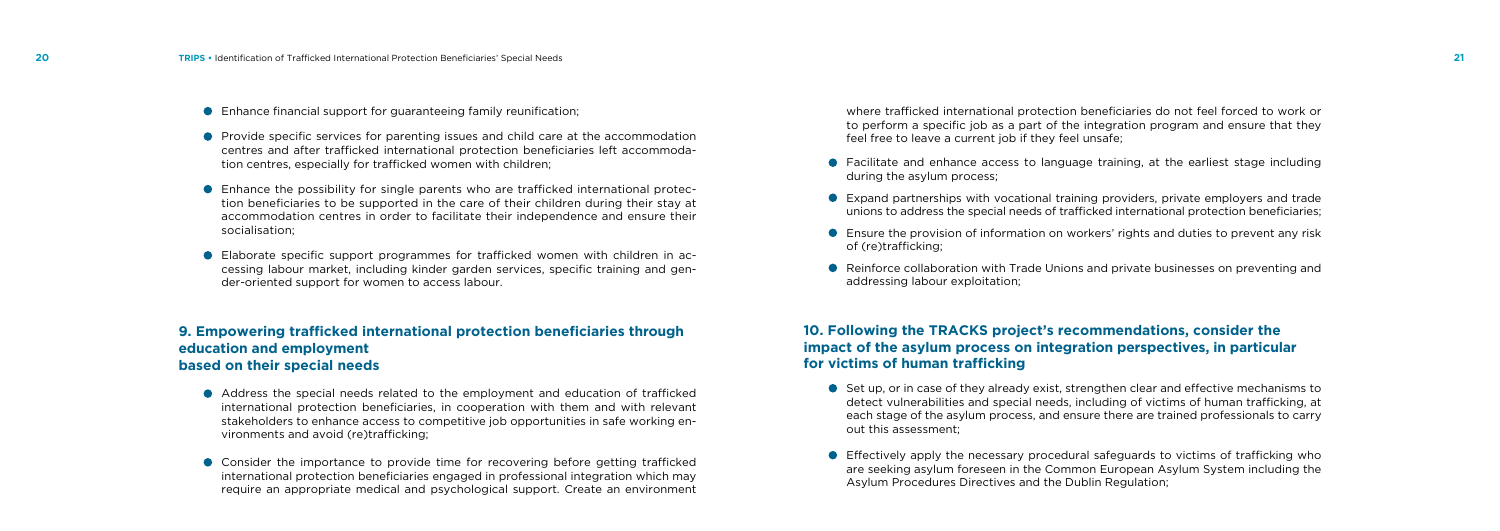- Enhance financial support for guaranteeing family reunification;
- Provide specific services for parenting issues and child care at the accommodation centres and after trafficked international protection beneficiaries left accommodation centres, especially for trafficked women with children;
- Enhance the possibility for single parents who are trafficked international protection beneficiaries to be supported in the care of their children during their stay at accommodation centres in order to facilitate their independence and ensure their socialisation;
- Elaborate specific support programmes for trafficked women with children in accessing labour market, including kinder garden services, specific training and gender-oriented support for women to access labour.

## 9. Empowering trafficked international protection beneficiaries through education and employment based on their special needs

- Address the special needs related to the employment and education of trafficked international protection beneficiaries, in cooperation with them and with relevant stakeholders to enhance access to competitive job opportunities in safe working environments and avoid (re)trafficking;
- Consider the importance to provide time for recovering before getting trafficked international protection beneficiaries engaged in professional integration which may require an appropriate medical and psychological support. Create an environment where trafficked international protection beneficiaries do not feel forced to work or to perform a specific job as a part of the integration program and ensure that they feel free to leave a current job if they feel unsafe;
- Facilitate and enhance access to language training, at the earliest stage including during the asylum process;
- Expand partnerships with vocational training providers, private employers and trade unions to address the special needs of trafficked international protection beneficiaries;
- Ensure the provision of information on workers' rights and duties to prevent any risk of (re)trafficking;
- Reinforce collaboration with Trade Unions and private businesses on preventing and addressing labour exploitation;

## 10. Following the TRACKS project's recommendations, consider the impact of the asylum process on integration perspectives, in particular for victims of human trafficking

- Set up, or in case of they already exist, strengthen clear and effective mechanisms to detect vulnerabilities and special needs, including of victims of human trafficking, at each stage of the asylum process, and ensure there are trained professionals to carry out this assessment;
- Effectively apply the necessary procedural safeguards to victims of trafficking who are seeking asylum foreseen in the Common European Asylum System including the Asylum Procedures Directives and the Dublin Regulation;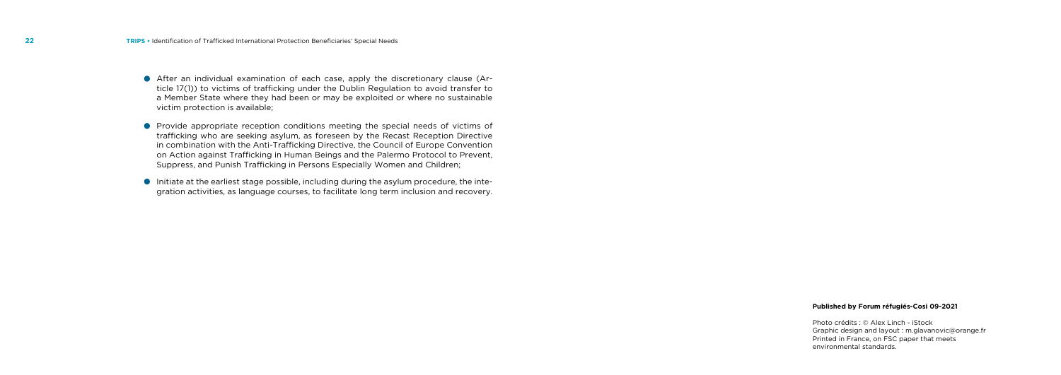- After an individual examination of each case, apply the discretionary clause (Article 17(1)) to victims of trafficking under the Dublin Regulation to avoid transfer to a Member State where they had been or may be exploited or where no sustainable victim protection is available;

- Provide appropriate reception conditions meeting the special needs of victims of trafficking who are seeking asylum, as foreseen by the Recast Reception Directive in combination with the Anti-Trafficking Directive, the Council of Europe Convention on Action against Trafficking in Human Beings and the Palermo Protocol to Prevent, Suppress, and Punish Trafficking in Persons Especially Women and Children;

- Initiate at the earliest stage possible, including during the asylum procedure, the integration activities, as language courses, to facilitate long term inclusion and recovery.

**Published by Forum réfugiés-Cosi 09-2021**

Photo crédits : © Alex Linch - iStock
Graphic design and layout : m.glavanovic@orange.fr
Printed in France, on FSC paper that meets environmental standards.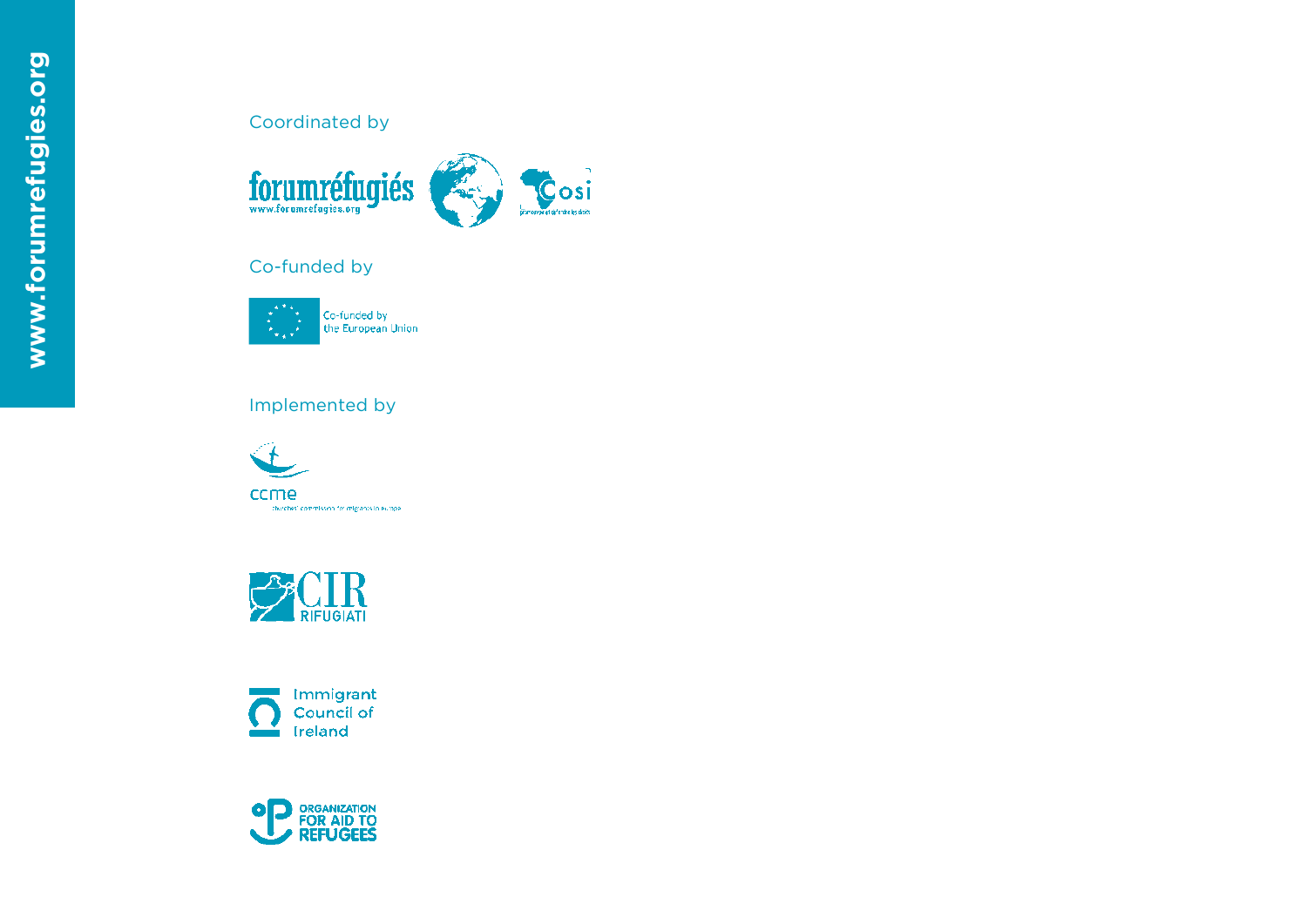www.forumrefugies.org

Coordinated by

forumréfugiés
www.forumrefugies.org

Cosi

Co-funded by

Co-funded by the European Union

Implemented by

ccme
churches' commission for migrants in europe

CIR
RIFUGIATI

Immigrant Council of Ireland

ORGANIZATION FOR AID TO REFUGEES